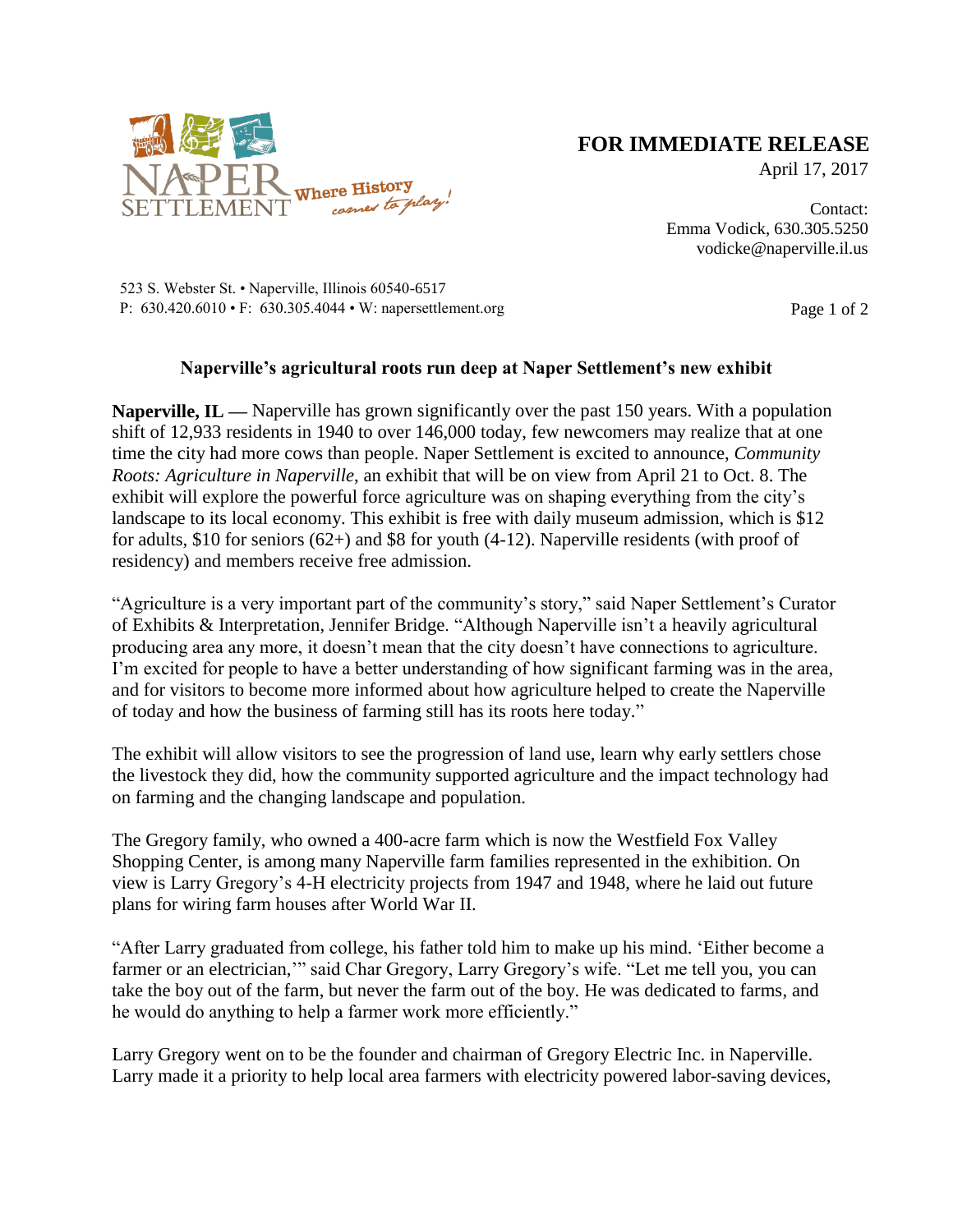NAPER SETTLEMENT Where History comes to play!

**FOR IMMEDIATE RELEASE**

April 17, 2017

Contact:
Emma Vodick, 630.305.5250
vodicke@naperville.il.us

523 S. Webster St. • Naperville, Illinois 60540-6517
P: 630.420.6010 • F: 630.305.4044 • W: napersettlement.org

**Naperville's agricultural roots run deep at Naper Settlement's new exhibit**

**Naperville, IL —** Naperville has grown significantly over the past 150 years. With a population shift of 12,933 residents in 1940 to over 146,000 today, few newcomers may realize that at one time the city had more cows than people. Naper Settlement is excited to announce, *Community Roots: Agriculture in Naperville,* an exhibit that will be on view from April 21 to Oct. 8. The exhibit will explore the powerful force agriculture was on shaping everything from the city's landscape to its local economy. This exhibit is free with daily museum admission, which is $12 for adults, $10 for seniors (62+) and $8 for youth (4-12). Naperville residents (with proof of residency) and members receive free admission.

"Agriculture is a very important part of the community's story," said Naper Settlement's Curator of Exhibits & Interpretation, Jennifer Bridge. "Although Naperville isn't a heavily agricultural producing area any more, it doesn't mean that the city doesn't have connections to agriculture. I'm excited for people to have a better understanding of how significant farming was in the area, and for visitors to become more informed about how agriculture helped to create the Naperville of today and how the business of farming still has its roots here today."

The exhibit will allow visitors to see the progression of land use, learn why early settlers chose the livestock they did, how the community supported agriculture and the impact technology had on farming and the changing landscape and population.

The Gregory family, who owned a 400-acre farm which is now the Westfield Fox Valley Shopping Center, is among many Naperville farm families represented in the exhibition. On view is Larry Gregory's 4-H electricity projects from 1947 and 1948, where he laid out future plans for wiring farm houses after World War II.

"After Larry graduated from college, his father told him to make up his mind. 'Either become a farmer or an electrician,'" said Char Gregory, Larry Gregory's wife. "Let me tell you, you can take the boy out of the farm, but never the farm out of the boy. He was dedicated to farms, and he would do anything to help a farmer work more efficiently."

Larry Gregory went on to be the founder and chairman of Gregory Electric Inc. in Naperville. Larry made it a priority to help local area farmers with electricity powered labor-saving devices,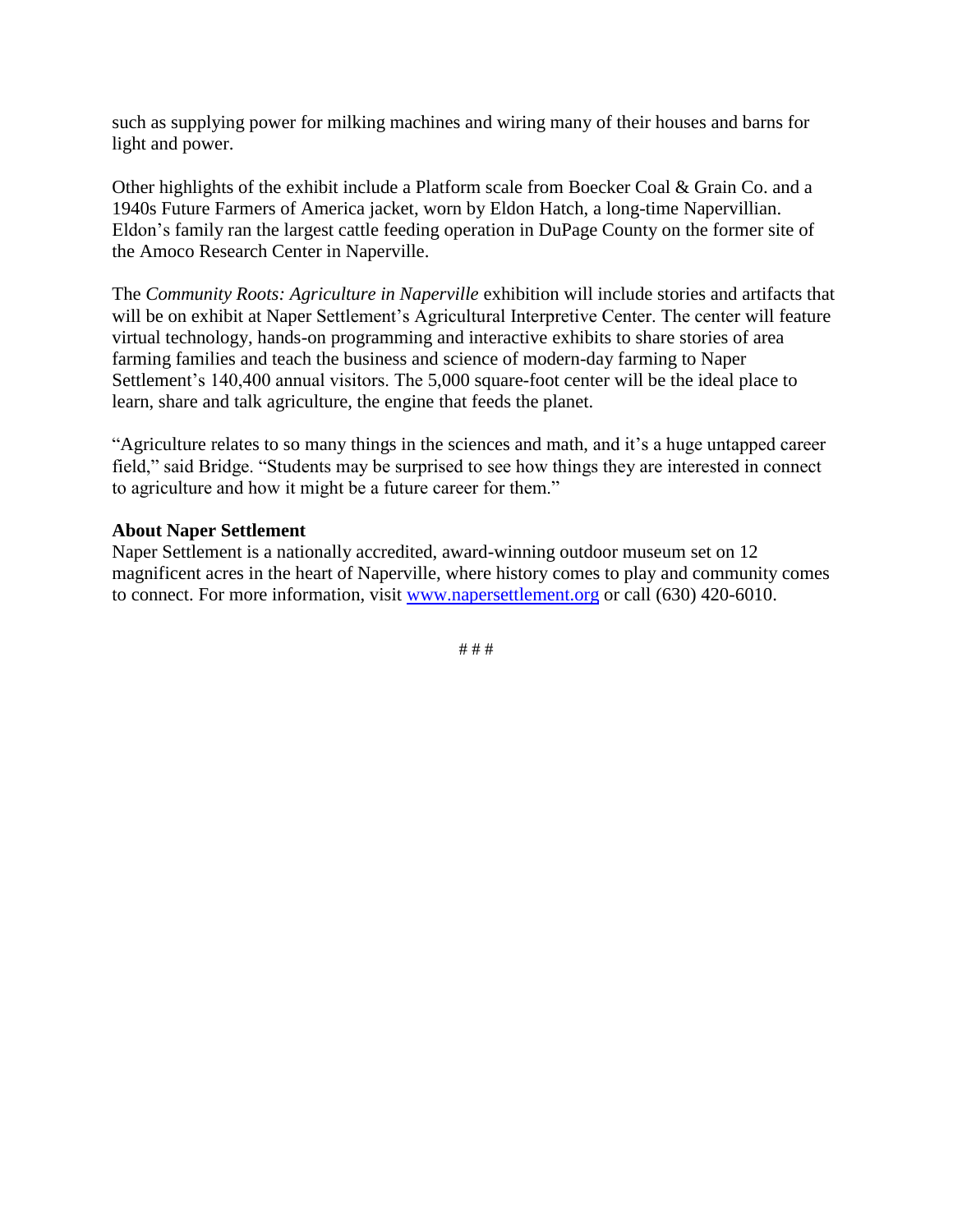such as supplying power for milking machines and wiring many of their houses and barns for light and power.

Other highlights of the exhibit include a Platform scale from Boecker Coal & Grain Co. and a 1940s Future Farmers of America jacket, worn by Eldon Hatch, a long-time Napervillian. Eldon's family ran the largest cattle feeding operation in DuPage County on the former site of the Amoco Research Center in Naperville.

The *Community Roots: Agriculture in Naperville* exhibition will include stories and artifacts that will be on exhibit at Naper Settlement's Agricultural Interpretive Center. The center will feature virtual technology, hands-on programming and interactive exhibits to share stories of area farming families and teach the business and science of modern-day farming to Naper Settlement's 140,400 annual visitors. The 5,000 square-foot center will be the ideal place to learn, share and talk agriculture, the engine that feeds the planet.

"Agriculture relates to so many things in the sciences and math, and it's a huge untapped career field," said Bridge. "Students may be surprised to see how things they are interested in connect to agriculture and how it might be a future career for them."

**About Naper Settlement**

Naper Settlement is a nationally accredited, award-winning outdoor museum set on 12 magnificent acres in the heart of Naperville, where history comes to play and community comes to connect. For more information, visit [www.napersettlement.org](http://www.napersettlement.org) or call (630) 420-6010.

# # #